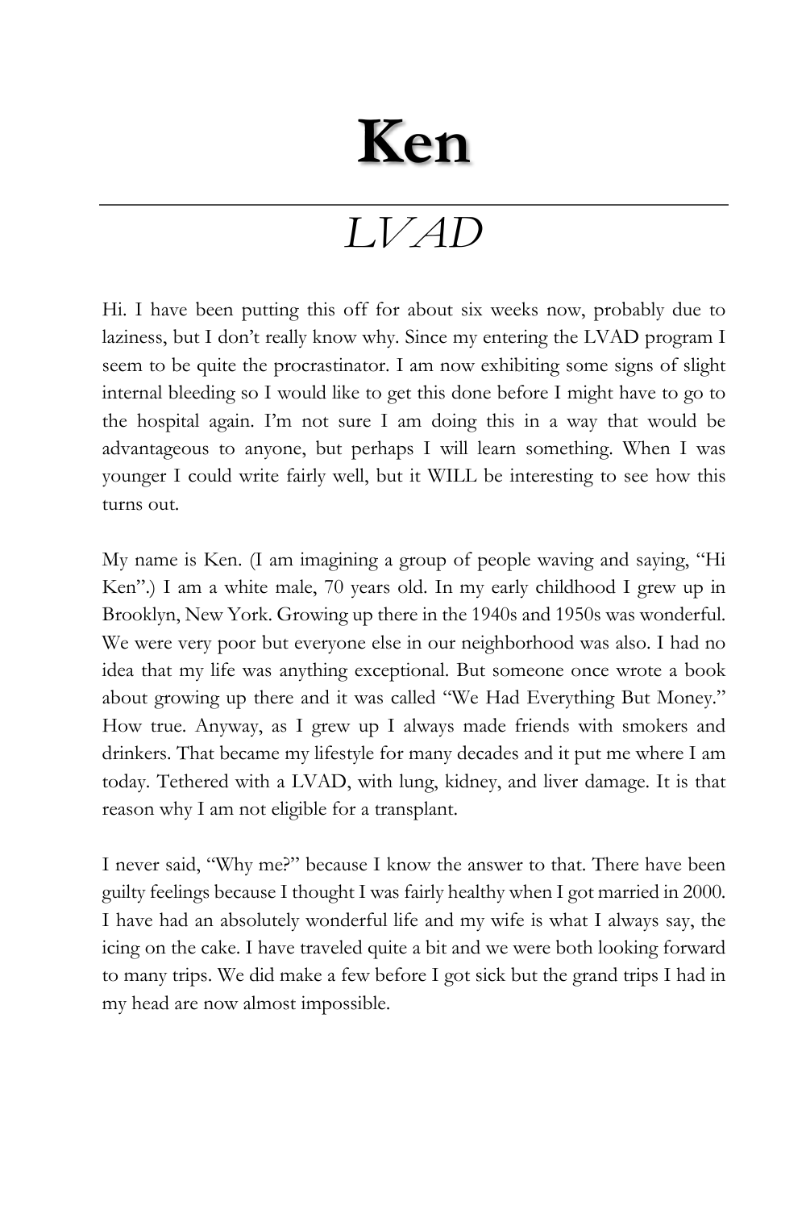# Ken

---

## *LVAD*

Hi. I have been putting this off for about six weeks now, probably due to laziness, but I don't really know why. Since my entering the LVAD program I seem to be quite the procrastinator. I am now exhibiting some signs of slight internal bleeding so I would like to get this done before I might have to go to the hospital again. I'm not sure I am doing this in a way that would be advantageous to anyone, but perhaps I will learn something. When I was younger I could write fairly well, but it WILL be interesting to see how this turns out.

My name is Ken. (I am imagining a group of people waving and saying, "Hi Ken".) I am a white male, 70 years old. In my early childhood I grew up in Brooklyn, New York. Growing up there in the 1940s and 1950s was wonderful. We were very poor but everyone else in our neighborhood was also. I had no idea that my life was anything exceptional. But someone once wrote a book about growing up there and it was called "We Had Everything But Money." How true. Anyway, as I grew up I always made friends with smokers and drinkers. That became my lifestyle for many decades and it put me where I am today. Tethered with a LVAD, with lung, kidney, and liver damage. It is that reason why I am not eligible for a transplant.

I never said, "Why me?" because I know the answer to that. There have been guilty feelings because I thought I was fairly healthy when I got married in 2000. I have had an absolutely wonderful life and my wife is what I always say, the icing on the cake. I have traveled quite a bit and we were both looking forward to many trips. We did make a few before I got sick but the grand trips I had in my head are now almost impossible.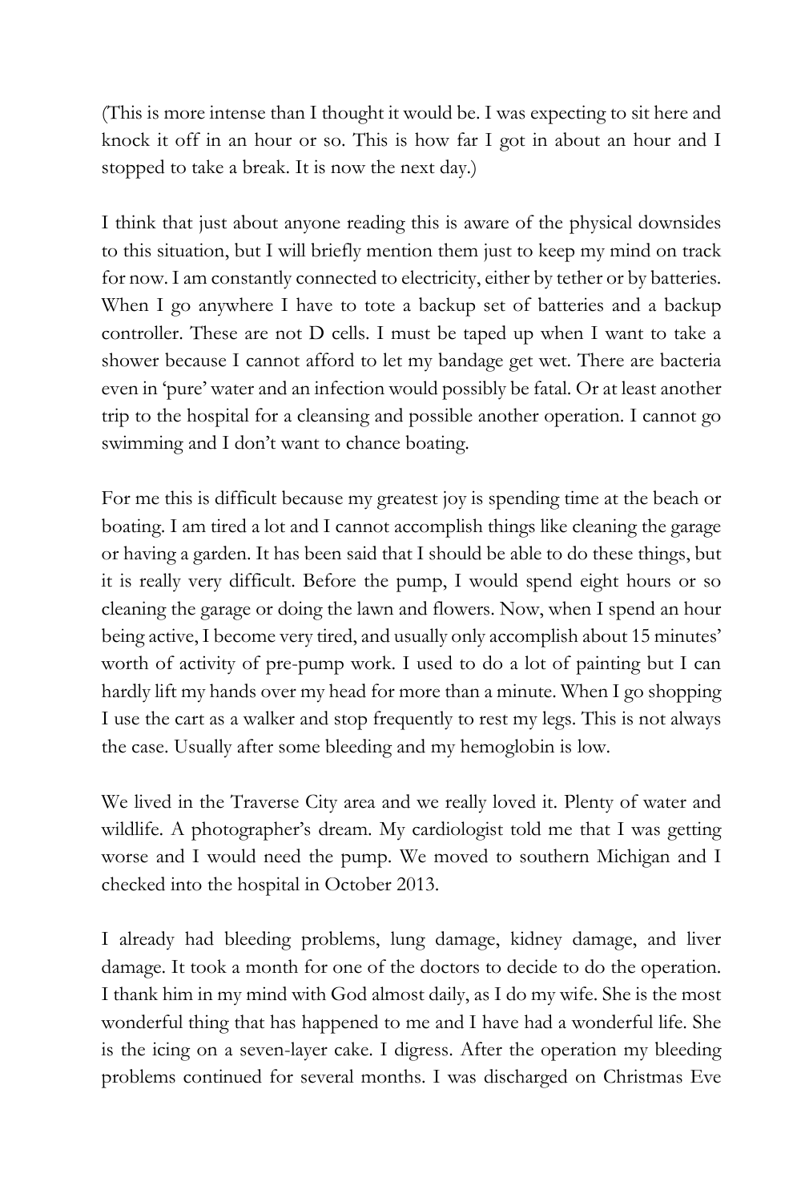(This is more intense than I thought it would be. I was expecting to sit here and knock it off in an hour or so. This is how far I got in about an hour and I stopped to take a break. It is now the next day.)

I think that just about anyone reading this is aware of the physical downsides to this situation, but I will briefly mention them just to keep my mind on track for now. I am constantly connected to electricity, either by tether or by batteries. When I go anywhere I have to tote a backup set of batteries and a backup controller. These are not D cells. I must be taped up when I want to take a shower because I cannot afford to let my bandage get wet. There are bacteria even in 'pure' water and an infection would possibly be fatal. Or at least another trip to the hospital for a cleansing and possible another operation. I cannot go swimming and I don't want to chance boating.

For me this is difficult because my greatest joy is spending time at the beach or boating. I am tired a lot and I cannot accomplish things like cleaning the garage or having a garden. It has been said that I should be able to do these things, but it is really very difficult. Before the pump, I would spend eight hours or so cleaning the garage or doing the lawn and flowers. Now, when I spend an hour being active, I become very tired, and usually only accomplish about 15 minutes' worth of activity of pre-pump work. I used to do a lot of painting but I can hardly lift my hands over my head for more than a minute. When I go shopping I use the cart as a walker and stop frequently to rest my legs. This is not always the case. Usually after some bleeding and my hemoglobin is low.

We lived in the Traverse City area and we really loved it. Plenty of water and wildlife. A photographer's dream. My cardiologist told me that I was getting worse and I would need the pump. We moved to southern Michigan and I checked into the hospital in October 2013.

I already had bleeding problems, lung damage, kidney damage, and liver damage. It took a month for one of the doctors to decide to do the operation. I thank him in my mind with God almost daily, as I do my wife. She is the most wonderful thing that has happened to me and I have had a wonderful life. She is the icing on a seven-layer cake. I digress. After the operation my bleeding problems continued for several months. I was discharged on Christmas Eve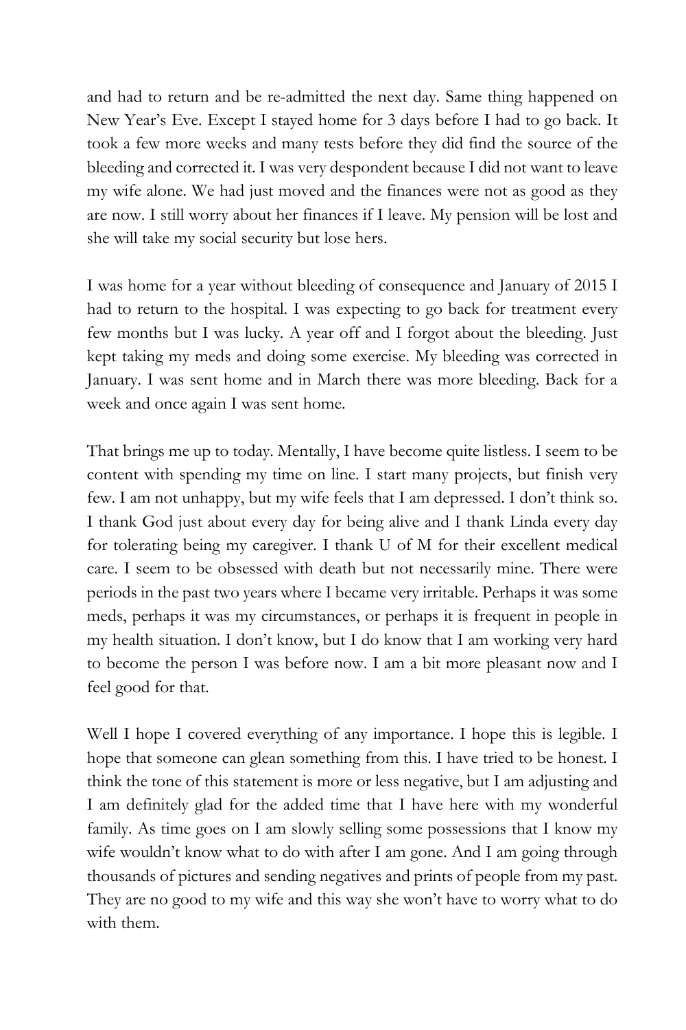and had to return and be re-admitted the next day. Same thing happened on New Year's Eve. Except I stayed home for 3 days before I had to go back. It took a few more weeks and many tests before they did find the source of the bleeding and corrected it. I was very despondent because I did not want to leave my wife alone. We had just moved and the finances were not as good as they are now. I still worry about her finances if I leave. My pension will be lost and she will take my social security but lose hers.

I was home for a year without bleeding of consequence and January of 2015 I had to return to the hospital. I was expecting to go back for treatment every few months but I was lucky. A year off and I forgot about the bleeding. Just kept taking my meds and doing some exercise. My bleeding was corrected in January. I was sent home and in March there was more bleeding. Back for a week and once again I was sent home.

That brings me up to today. Mentally, I have become quite listless. I seem to be content with spending my time on line. I start many projects, but finish very few. I am not unhappy, but my wife feels that I am depressed. I don't think so. I thank God just about every day for being alive and I thank Linda every day for tolerating being my caregiver. I thank U of M for their excellent medical care. I seem to be obsessed with death but not necessarily mine. There were periods in the past two years where I became very irritable. Perhaps it was some meds, perhaps it was my circumstances, or perhaps it is frequent in people in my health situation. I don't know, but I do know that I am working very hard to become the person I was before now. I am a bit more pleasant now and I feel good for that.

Well I hope I covered everything of any importance. I hope this is legible. I hope that someone can glean something from this. I have tried to be honest. I think the tone of this statement is more or less negative, but I am adjusting and I am definitely glad for the added time that I have here with my wonderful family. As time goes on I am slowly selling some possessions that I know my wife wouldn't know what to do with after I am gone. And I am going through thousands of pictures and sending negatives and prints of people from my past. They are no good to my wife and this way she won't have to worry what to do with them.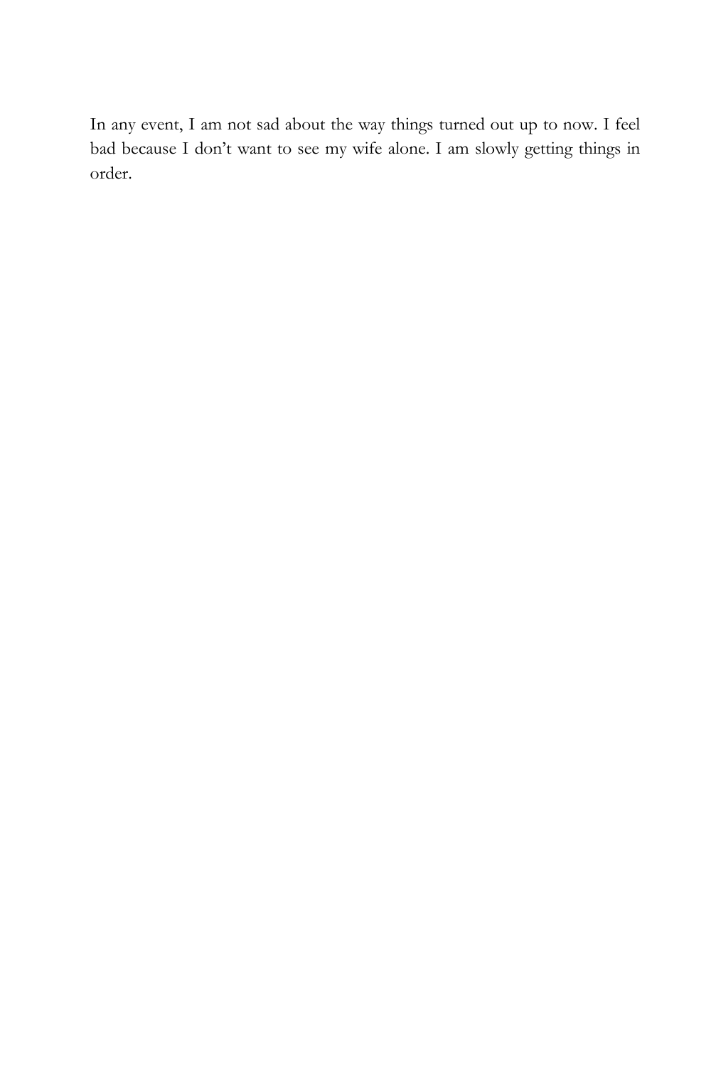In any event, I am not sad about the way things turned out up to now. I feel bad because I don't want to see my wife alone. I am slowly getting things in order.